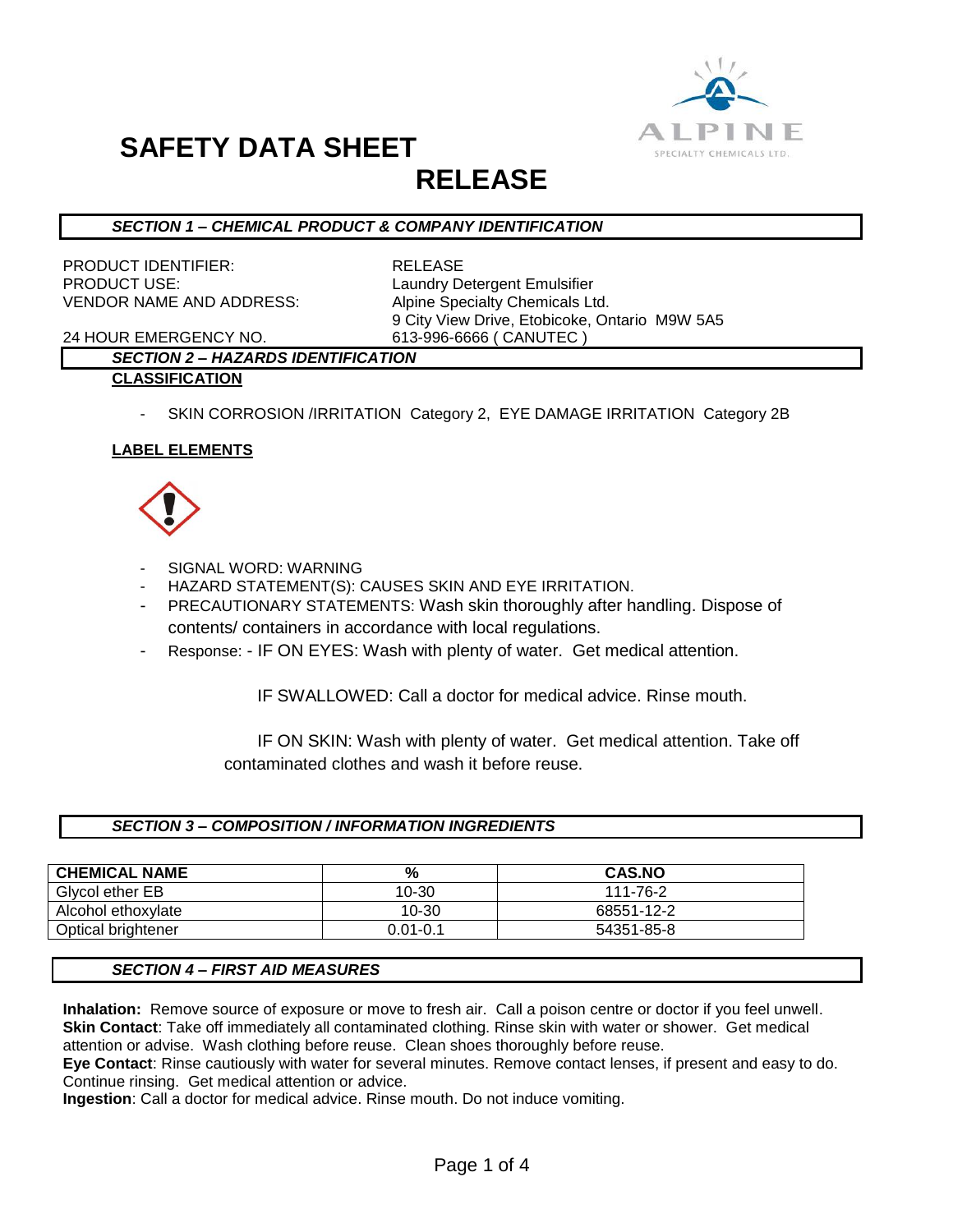# SAFETY DATA SHEET

# RELEASE

### *SECTION 1 – CHEMICAL PRODUCT & COMPANY IDENTIFICATION*

PRODUCT IDENTIFIER: RELEASE
PRODUCT USE: Laundry Detergent Emulsifier
VENDOR NAME AND ADDRESS: Alpine Specialty Chemicals Ltd.
9 City View Drive, Etobicoke, Ontario M9W 5A5
24 HOUR EMERGENCY NO. 613-996-6666 ( CANUTEC )

### *SECTION 2 – HAZARDS IDENTIFICATION*

**CLASSIFICATION**

- SKIN CORROSION /IRRITATION Category 2, EYE DAMAGE IRRITATION Category 2B

**LABEL ELEMENTS**

- SIGNAL WORD: WARNING
- HAZARD STATEMENT(S): CAUSES SKIN AND EYE IRRITATION.
- PRECAUTIONARY STATEMENTS: Wash skin thoroughly after handling. Dispose of contents/ containers in accordance with local regulations.
- Response: - IF ON EYES: Wash with plenty of water. Get medical attention.

  IF SWALLOWED: Call a doctor for medical advice. Rinse mouth.

  IF ON SKIN: Wash with plenty of water. Get medical attention. Take off contaminated clothes and wash it before reuse.

### *SECTION 3 – COMPOSITION / INFORMATION INGREDIENTS*

| CHEMICAL NAME | % | CAS.NO |
|---|---|---|
| Glycol ether EB | 10-30 | 111-76-2 |
| Alcohol ethoxylate | 10-30 | 68551-12-2 |
| Optical brightener | 0.01-0.1 | 54351-85-8 |

### *SECTION 4 – FIRST AID MEASURES*

**Inhalation:** Remove source of exposure or move to fresh air. Call a poison centre or doctor if you feel unwell.
**Skin Contact**: Take off immediately all contaminated clothing. Rinse skin with water or shower. Get medical attention or advise. Wash clothing before reuse. Clean shoes thoroughly before reuse.
**Eye Contact**: Rinse cautiously with water for several minutes. Remove contact lenses, if present and easy to do. Continue rinsing. Get medical attention or advice.
**Ingestion**: Call a doctor for medical advice. Rinse mouth. Do not induce vomiting.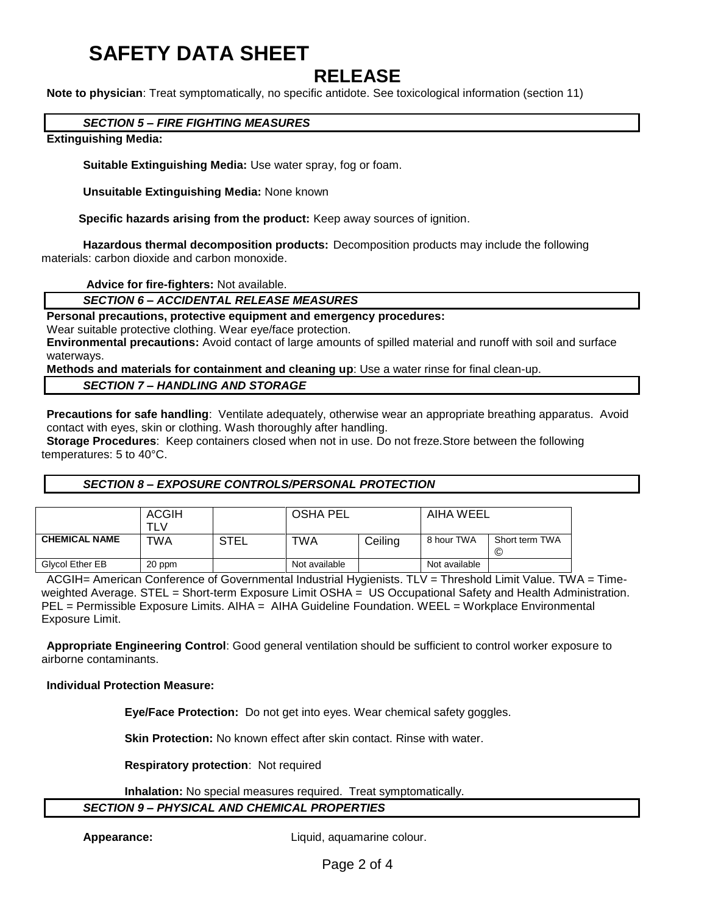# SAFETY DATA SHEET

## RELEASE

**Note to physician**: Treat symptomatically, no specific antidote. See toxicological information (section 11)

### *SECTION 5 – FIRE FIGHTING MEASURES*

**Extinguishing Media:**

**Suitable Extinguishing Media:** Use water spray, fog or foam.

**Unsuitable Extinguishing Media:** None known

**Specific hazards arising from the product:** Keep away sources of ignition.

**Hazardous thermal decomposition products:** Decomposition products may include the following materials: carbon dioxide and carbon monoxide.

**Advice for fire-fighters:** Not available.

### *SECTION 6 – ACCIDENTAL RELEASE MEASURES*

**Personal precautions, protective equipment and emergency procedures:**
Wear suitable protective clothing. Wear eye/face protection.

**Environmental precautions:** Avoid contact of large amounts of spilled material and runoff with soil and surface waterways.

**Methods and materials for containment and cleaning up**: Use a water rinse for final clean-up.

### *SECTION 7 – HANDLING AND STORAGE*

**Precautions for safe handling**: Ventilate adequately, otherwise wear an appropriate breathing apparatus. Avoid contact with eyes, skin or clothing. Wash thoroughly after handling.

**Storage Procedures**: Keep containers closed when not in use. Do not freze.Store between the following temperatures: 5 to 40°C.

### *SECTION 8 – EXPOSURE CONTROLS/PERSONAL PROTECTION*

| | ACGIH TLV | | OSHA PEL | | AIHA WEEL | |
|---|---|---|---|---|---|---|
| **CHEMICAL NAME** | TWA | STEL | TWA | Ceiling | 8 hour TWA | Short term TWA © |
| Glycol Ether EB | 20 ppm | | Not available | | Not available | |

ACGIH= American Conference of Governmental Industrial Hygienists. TLV = Threshold Limit Value. TWA = Time-weighted Average. STEL = Short-term Exposure Limit OSHA = US Occupational Safety and Health Administration. PEL = Permissible Exposure Limits. AIHA = AIHA Guideline Foundation. WEEL = Workplace Environmental Exposure Limit.

**Appropriate Engineering Control**: Good general ventilation should be sufficient to control worker exposure to airborne contaminants.

**Individual Protection Measure:**

**Eye/Face Protection:** Do not get into eyes. Wear chemical safety goggles.

**Skin Protection:** No known effect after skin contact. Rinse with water.

**Respiratory protection**: Not required

**Inhalation:** No special measures required. Treat symptomatically.

### *SECTION 9 – PHYSICAL AND CHEMICAL PROPERTIES*

**Appearance:** Liquid, aquamarine colour.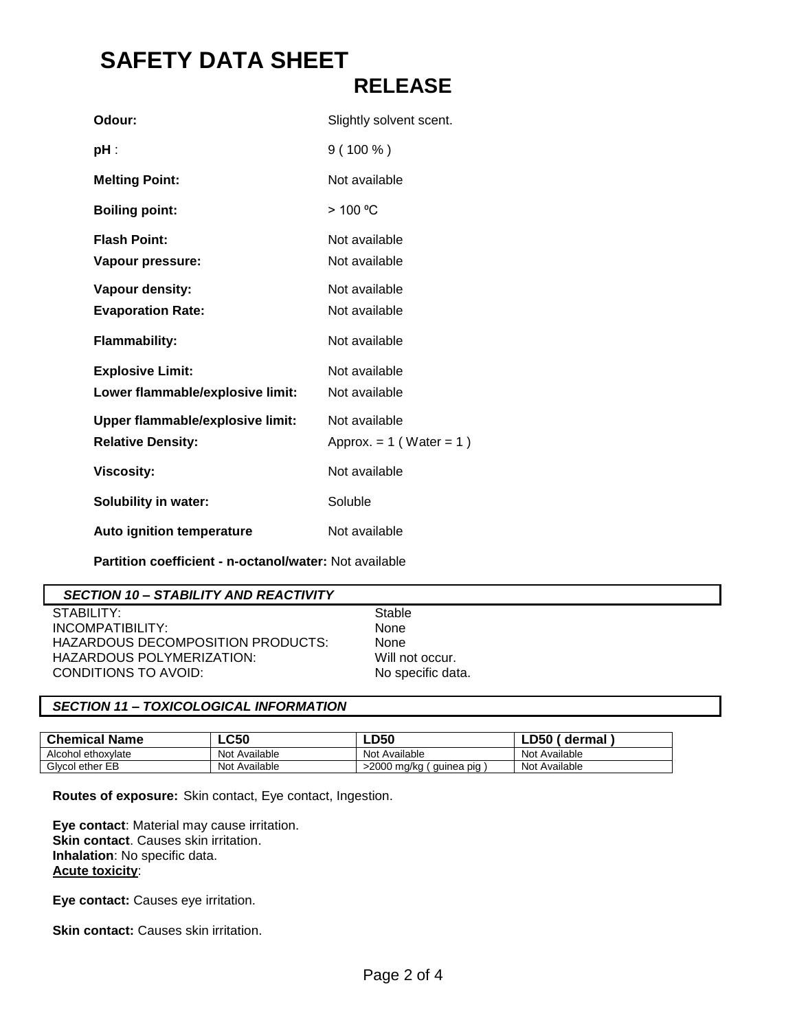# SAFETY DATA SHEET

## RELEASE

**Odour:** Slightly solvent scent.

**pH** : 9 ( 100 % )

**Melting Point:** Not available

**Boiling point:** > 100 ºC

**Flash Point:** Not available

**Vapour pressure:** Not available

**Vapour density:** Not available

**Evaporation Rate:** Not available

**Flammability:** Not available

**Explosive Limit:** Not available

**Lower flammable/explosive limit:** Not available

**Upper flammable/explosive limit:** Not available

**Relative Density:** Approx. = 1 ( Water = 1 )

**Viscosity:** Not available

**Solubility in water:** Soluble

**Auto ignition temperature** Not available

**Partition coefficient - n-octanol/water:** Not available

### *SECTION 10 – STABILITY AND REACTIVITY*

STABILITY: Stable
INCOMPATIBILITY: None
HAZARDOUS DECOMPOSITION PRODUCTS: None
HAZARDOUS POLYMERIZATION: Will not occur.
CONDITIONS TO AVOID: No specific data.

### *SECTION 11 – TOXICOLOGICAL INFORMATION*

| Chemical Name | LC50 | LD50 | LD50 ( dermal ) |
|---|---|---|---|
| Alcohol ethoxylate | Not Available | Not Available | Not Available |
| Glycol ether EB | Not Available | >2000 mg/kg ( guinea pig ) | Not Available |

**Routes of exposure:** Skin contact, Eye contact, Ingestion.

**Eye contact**: Material may cause irritation.
**Skin contact**. Causes skin irritation.
**Inhalation**: No specific data.
**Acute toxicity**:

**Eye contact:** Causes eye irritation.

**Skin contact:** Causes skin irritation.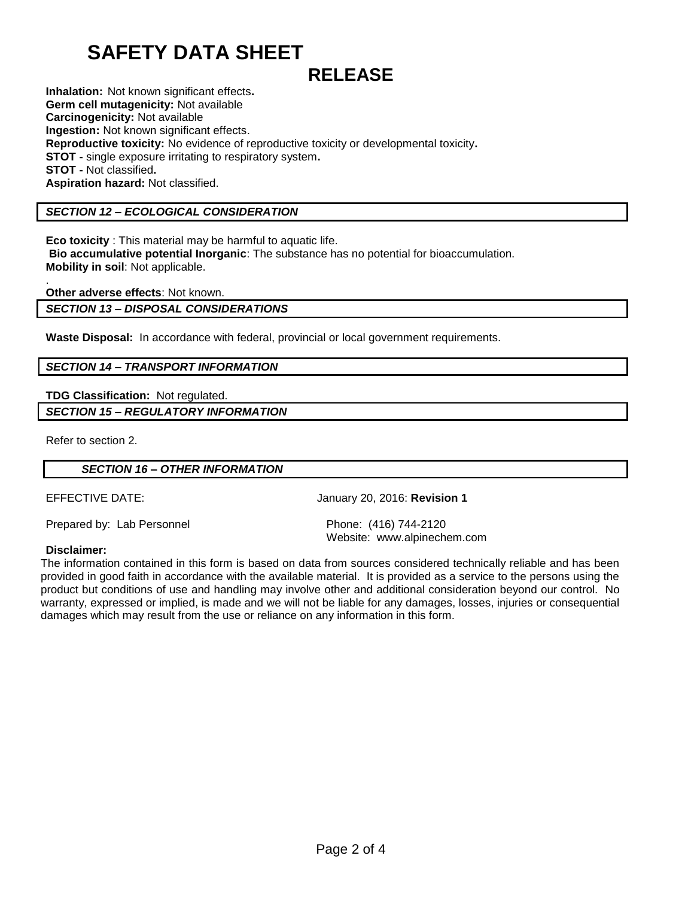# SAFETY DATA SHEET

## RELEASE

**Inhalation:** Not known significant effects**.**
**Germ cell mutagenicity:** Not available
**Carcinogenicity:** Not available
**Ingestion:** Not known significant effects.
**Reproductive toxicity:** No evidence of reproductive toxicity or developmental toxicity**.**
**STOT -** single exposure irritating to respiratory system**.**
**STOT -** Not classified**.**
**Aspiration hazard:** Not classified.

### *SECTION 12 – ECOLOGICAL CONSIDERATION*

**Eco toxicity** : This material may be harmful to aquatic life.
**Bio accumulative potential Inorganic**: The substance has no potential for bioaccumulation.
**Mobility in soil**: Not applicable.

.

**Other adverse effects**: Not known.

### *SECTION 13 – DISPOSAL CONSIDERATIONS*

**Waste Disposal:** In accordance with federal, provincial or local government requirements.

### *SECTION 14 – TRANSPORT INFORMATION*

**TDG Classification:** Not regulated.

### *SECTION 15 – REGULATORY INFORMATION*

Refer to section 2.

### *SECTION 16 – OTHER INFORMATION*

EFFECTIVE DATE: January 20, 2016: **Revision 1**

Prepared by: Lab Personnel

Phone: (416) 744-2120
Website: www.alpinechem.com

**Disclaimer:**

The information contained in this form is based on data from sources considered technically reliable and has been provided in good faith in accordance with the available material. It is provided as a service to the persons using the product but conditions of use and handling may involve other and additional consideration beyond our control. No warranty, expressed or implied, is made and we will not be liable for any damages, losses, injuries or consequential damages which may result from the use or reliance on any information in this form.